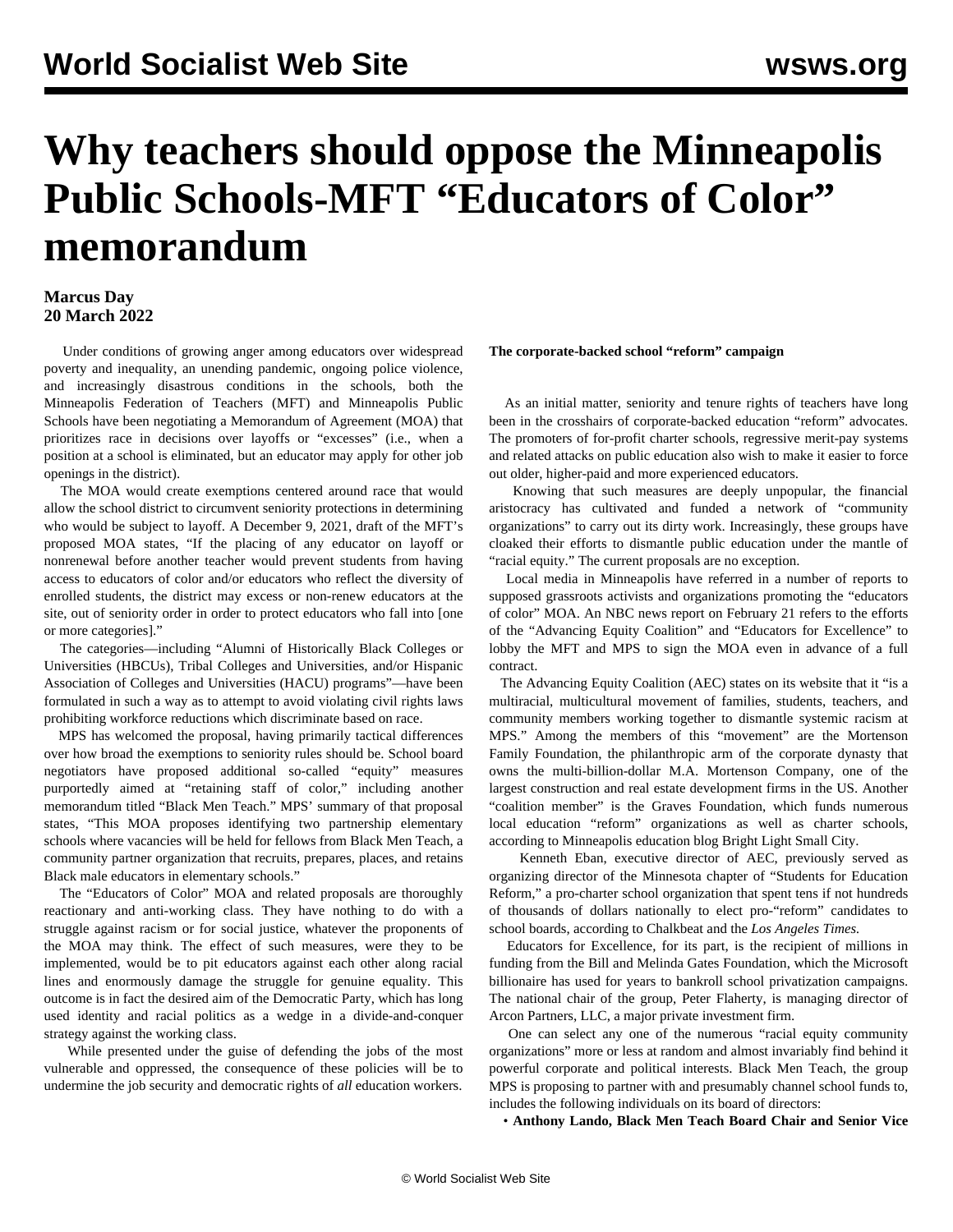// Why teachers should oppose the Minneapolis Public Schools-MFT "Educators of Color" memorandum

**Marcus Day**
**20 March 2022**

Under conditions of growing anger among educators over widespread poverty and inequality, an unending pandemic, ongoing police violence, and increasingly disastrous conditions in the schools, both the Minneapolis Federation of Teachers (MFT) and Minneapolis Public Schools have been negotiating a Memorandum of Agreement (MOA) that prioritizes race in decisions over layoffs or "excesses" (i.e., when a position at a school is eliminated, but an educator may apply for other job openings in the district).

The MOA would create exemptions centered around race that would allow the school district to circumvent seniority protections in determining who would be subject to layoff. A December 9, 2021, draft of the MFT's proposed MOA states, "If the placing of any educator on layoff or nonrenewal before another teacher would prevent students from having access to educators of color and/or educators who reflect the diversity of enrolled students, the district may excess or non-renew educators at the site, out of seniority order in order to protect educators who fall into [one or more categories]."

The categories—including "Alumni of Historically Black Colleges or Universities (HBCUs), Tribal Colleges and Universities, and/or Hispanic Association of Colleges and Universities (HACU) programs"—have been formulated in such a way as to attempt to avoid violating civil rights laws prohibiting workforce reductions which discriminate based on race.

MPS has welcomed the proposal, having primarily tactical differences over how broad the exemptions to seniority rules should be. School board negotiators have proposed additional so-called "equity" measures purportedly aimed at "retaining staff of color," including another memorandum titled "Black Men Teach." MPS' summary of that proposal states, "This MOA proposes identifying two partnership elementary schools where vacancies will be held for fellows from Black Men Teach, a community partner organization that recruits, prepares, places, and retains Black male educators in elementary schools."

The "Educators of Color" MOA and related proposals are thoroughly reactionary and anti-working class. They have nothing to do with a struggle against racism or for social justice, whatever the proponents of the MOA may think. The effect of such measures, were they to be implemented, would be to pit educators against each other along racial lines and enormously damage the struggle for genuine equality. This outcome is in fact the desired aim of the Democratic Party, which has long used identity and racial politics as a wedge in a divide-and-conquer strategy against the working class.

While presented under the guise of defending the jobs of the most vulnerable and oppressed, the consequence of these policies will be to undermine the job security and democratic rights of *all* education workers.

**The corporate-backed school "reform" campaign**

As an initial matter, seniority and tenure rights of teachers have long been in the crosshairs of corporate-backed education "reform" advocates. The promoters of for-profit charter schools, regressive merit-pay systems and related attacks on public education also wish to make it easier to force out older, higher-paid and more experienced educators.

Knowing that such measures are deeply unpopular, the financial aristocracy has cultivated and funded a network of "community organizations" to carry out its dirty work. Increasingly, these groups have cloaked their efforts to dismantle public education under the mantle of "racial equity." The current proposals are no exception.

Local media in Minneapolis have referred in a number of reports to supposed grassroots activists and organizations promoting the "educators of color" MOA. An NBC news report on February 21 refers to the efforts of the "Advancing Equity Coalition" and "Educators for Excellence" to lobby the MFT and MPS to sign the MOA even in advance of a full contract.

The Advancing Equity Coalition (AEC) states on its website that it "is a multiracial, multicultural movement of families, students, teachers, and community members working together to dismantle systemic racism at MPS." Among the members of this "movement" are the Mortenson Family Foundation, the philanthropic arm of the corporate dynasty that owns the multi-billion-dollar M.A. Mortenson Company, one of the largest construction and real estate development firms in the US. Another "coalition member" is the Graves Foundation, which funds numerous local education "reform" organizations as well as charter schools, according to Minneapolis education blog Bright Light Small City.

Kenneth Eban, executive director of AEC, previously served as organizing director of the Minnesota chapter of "Students for Education Reform," a pro-charter school organization that spent tens if not hundreds of thousands of dollars nationally to elect pro-"reform" candidates to school boards, according to Chalkbeat and the *Los Angeles Times*.

Educators for Excellence, for its part, is the recipient of millions in funding from the Bill and Melinda Gates Foundation, which the Microsoft billionaire has used for years to bankroll school privatization campaigns. The national chair of the group, Peter Flaherty, is managing director of Arcon Partners, LLC, a major private investment firm.

One can select any one of the numerous "racial equity community organizations" more or less at random and almost invariably find behind it powerful corporate and political interests. Black Men Teach, the group MPS is proposing to partner with and presumably channel school funds to, includes the following individuals on its board of directors:

- **Anthony Lando, Black Men Teach Board Chair and Senior Vice**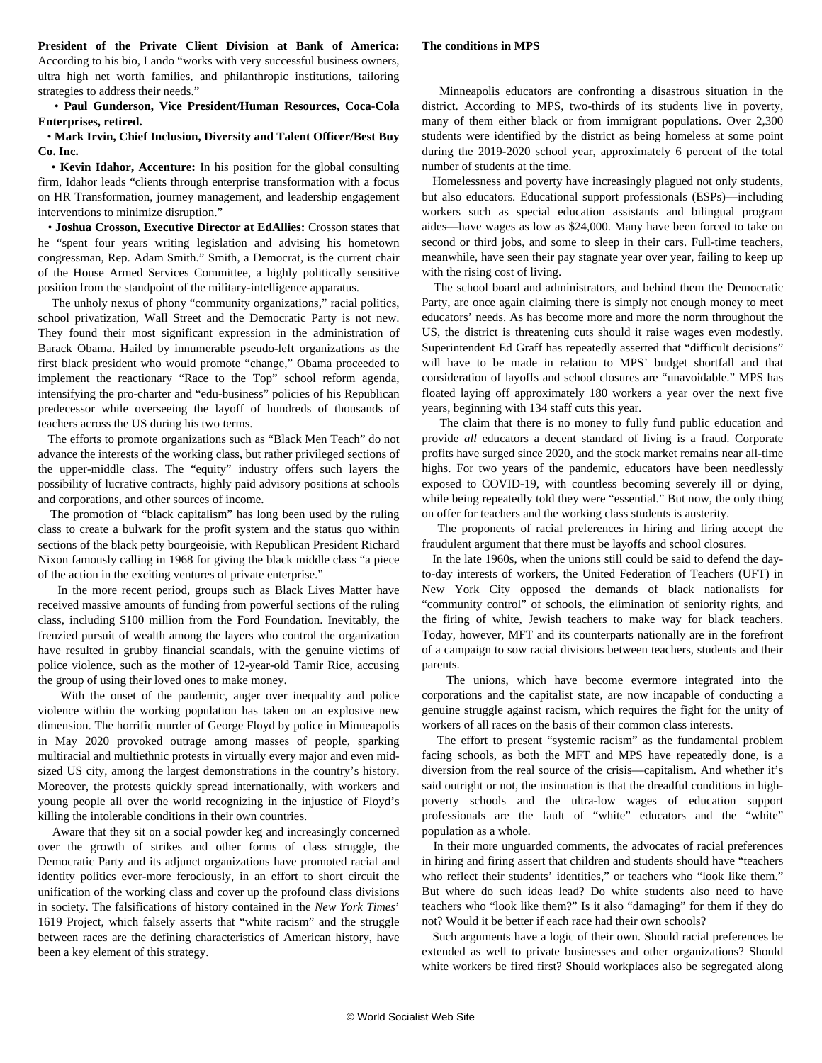**President of the Private Client Division at Bank of America:** According to his bio, Lando "works with very successful business owners, ultra high net worth families, and philanthropic institutions, tailoring strategies to address their needs."

• **Paul Gunderson, Vice President/Human Resources, Coca-Cola Enterprises, retired.**

• **Mark Irvin, Chief Inclusion, Diversity and Talent Officer/Best Buy Co. Inc.**

• **Kevin Idahor, Accenture:** In his position for the global consulting firm, Idahor leads "clients through enterprise transformation with a focus on HR Transformation, journey management, and leadership engagement interventions to minimize disruption."

• **Joshua Crosson, Executive Director at EdAllies:** Crosson states that he "spent four years writing legislation and advising his hometown congressman, Rep. Adam Smith." Smith, a Democrat, is the current chair of the House Armed Services Committee, a highly politically sensitive position from the standpoint of the military-intelligence apparatus.

The unholy nexus of phony "community organizations," racial politics, school privatization, Wall Street and the Democratic Party is not new. They found their most significant expression in the administration of Barack Obama. Hailed by innumerable pseudo-left organizations as the first black president who would promote "change," Obama proceeded to implement the reactionary "Race to the Top" school reform agenda, intensifying the pro-charter and "edu-business" policies of his Republican predecessor while overseeing the layoff of hundreds of thousands of teachers across the US during his two terms.

The efforts to promote organizations such as "Black Men Teach" do not advance the interests of the working class, but rather privileged sections of the upper-middle class. The "equity" industry offers such layers the possibility of lucrative contracts, highly paid advisory positions at schools and corporations, and other sources of income.

The promotion of "black capitalism" has long been used by the ruling class to create a bulwark for the profit system and the status quo within sections of the black petty bourgeoisie, with Republican President Richard Nixon famously calling in 1968 for giving the black middle class "a piece of the action in the exciting ventures of private enterprise."

In the more recent period, groups such as Black Lives Matter have received massive amounts of funding from powerful sections of the ruling class, including $100 million from the Ford Foundation. Inevitably, the frenzied pursuit of wealth among the layers who control the organization have resulted in grubby financial scandals, with the genuine victims of police violence, such as the mother of 12-year-old Tamir Rice, accusing the group of using their loved ones to make money.

With the onset of the pandemic, anger over inequality and police violence within the working population has taken on an explosive new dimension. The horrific murder of George Floyd by police in Minneapolis in May 2020 provoked outrage among masses of people, sparking multiracial and multiethnic protests in virtually every major and even mid-sized US city, among the largest demonstrations in the country's history. Moreover, the protests quickly spread internationally, with workers and young people all over the world recognizing in the injustice of Floyd's killing the intolerable conditions in their own countries.

Aware that they sit on a social powder keg and increasingly concerned over the growth of strikes and other forms of class struggle, the Democratic Party and its adjunct organizations have promoted racial and identity politics ever-more ferociously, in an effort to short circuit the unification of the working class and cover up the profound class divisions in society. The falsifications of history contained in the *New York Times*' 1619 Project, which falsely asserts that "white racism" and the struggle between races are the defining characteristics of American history, have been a key element of this strategy.

**The conditions in MPS**

Minneapolis educators are confronting a disastrous situation in the district. According to MPS, two-thirds of its students live in poverty, many of them either black or from immigrant populations. Over 2,300 students were identified by the district as being homeless at some point during the 2019-2020 school year, approximately 6 percent of the total number of students at the time.

Homelessness and poverty have increasingly plagued not only students, but also educators. Educational support professionals (ESPs)—including workers such as special education assistants and bilingual program aides—have wages as low as $24,000. Many have been forced to take on second or third jobs, and some to sleep in their cars. Full-time teachers, meanwhile, have seen their pay stagnate year over year, failing to keep up with the rising cost of living.

The school board and administrators, and behind them the Democratic Party, are once again claiming there is simply not enough money to meet educators' needs. As has become more and more the norm throughout the US, the district is threatening cuts should it raise wages even modestly. Superintendent Ed Graff has repeatedly asserted that "difficult decisions" will have to be made in relation to MPS' budget shortfall and that consideration of layoffs and school closures are "unavoidable." MPS has floated laying off approximately 180 workers a year over the next five years, beginning with 134 staff cuts this year.

The claim that there is no money to fully fund public education and provide *all* educators a decent standard of living is a fraud. Corporate profits have surged since 2020, and the stock market remains near all-time highs. For two years of the pandemic, educators have been needlessly exposed to COVID-19, with countless becoming severely ill or dying, while being repeatedly told they were "essential." But now, the only thing on offer for teachers and the working class students is austerity.

The proponents of racial preferences in hiring and firing accept the fraudulent argument that there must be layoffs and school closures.

In the late 1960s, when the unions still could be said to defend the day-to-day interests of workers, the United Federation of Teachers (UFT) in New York City opposed the demands of black nationalists for "community control" of schools, the elimination of seniority rights, and the firing of white, Jewish teachers to make way for black teachers. Today, however, MFT and its counterparts nationally are in the forefront of a campaign to sow racial divisions between teachers, students and their parents.

The unions, which have become evermore integrated into the corporations and the capitalist state, are now incapable of conducting a genuine struggle against racism, which requires the fight for the unity of workers of all races on the basis of their common class interests.

The effort to present "systemic racism" as the fundamental problem facing schools, as both the MFT and MPS have repeatedly done, is a diversion from the real source of the crisis—capitalism. And whether it's said outright or not, the insinuation is that the dreadful conditions in high-poverty schools and the ultra-low wages of education support professionals are the fault of "white" educators and the "white" population as a whole.

In their more unguarded comments, the advocates of racial preferences in hiring and firing assert that children and students should have "teachers who reflect their students' identities," or teachers who "look like them." But where do such ideas lead? Do white students also need to have teachers who "look like them?" Is it also "damaging" for them if they do not? Would it be better if each race had their own schools?

Such arguments have a logic of their own. Should racial preferences be extended as well to private businesses and other organizations? Should white workers be fired first? Should workplaces also be segregated along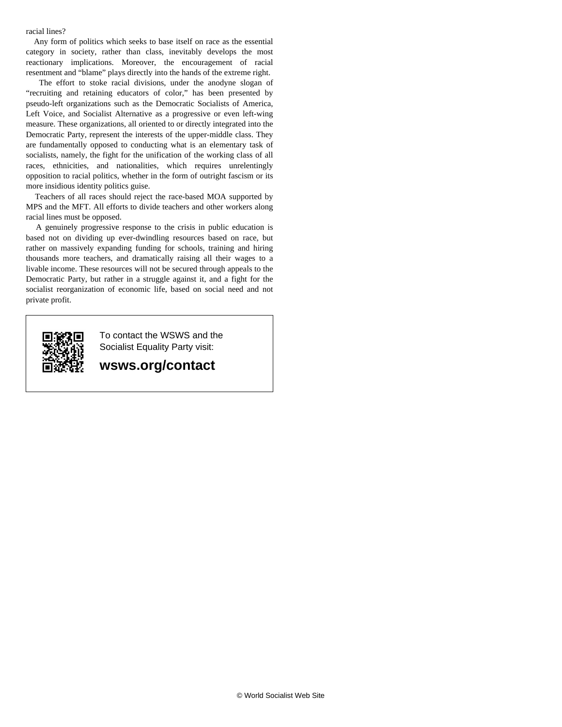racial lines?

Any form of politics which seeks to base itself on race as the essential category in society, rather than class, inevitably develops the most reactionary implications. Moreover, the encouragement of racial resentment and "blame" plays directly into the hands of the extreme right.

The effort to stoke racial divisions, under the anodyne slogan of "recruiting and retaining educators of color," has been presented by pseudo-left organizations such as the Democratic Socialists of America, Left Voice, and Socialist Alternative as a progressive or even left-wing measure. These organizations, all oriented to or directly integrated into the Democratic Party, represent the interests of the upper-middle class. They are fundamentally opposed to conducting what is an elementary task of socialists, namely, the fight for the unification of the working class of all races, ethnicities, and nationalities, which requires unrelentingly opposition to racial politics, whether in the form of outright fascism or its more insidious identity politics guise.

Teachers of all races should reject the race-based MOA supported by MPS and the MFT. All efforts to divide teachers and other workers along racial lines must be opposed.

A genuinely progressive response to the crisis in public education is based not on dividing up ever-dwindling resources based on race, but rather on massively expanding funding for schools, training and hiring thousands more teachers, and dramatically raising all their wages to a livable income. These resources will not be secured through appeals to the Democratic Party, but rather in a struggle against it, and a fight for the socialist reorganization of economic life, based on social need and not private profit.

To contact the WSWS and the Socialist Equality Party visit:

**wsws.org/contact**